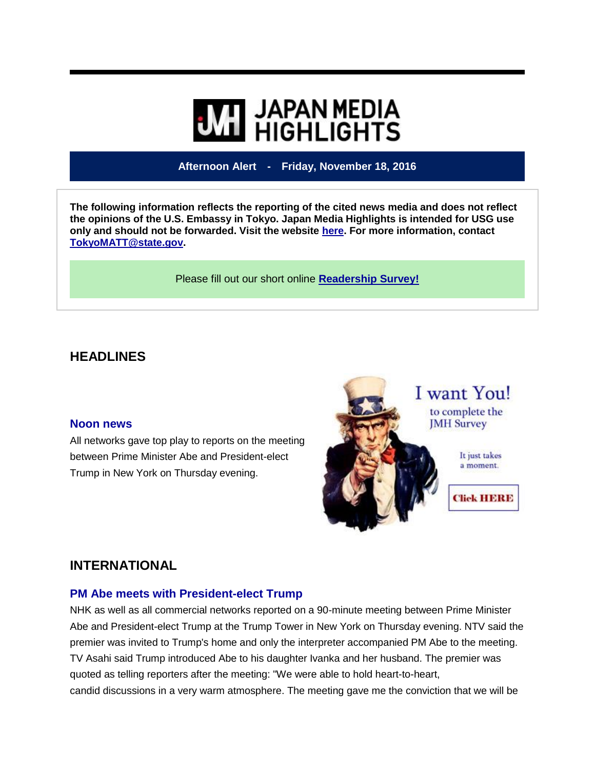# JAPAN MEDIA HIGHLIGHTS

**Afternoon Alert - Friday, November 18, 2016**

**The following information reflects the reporting of the cited news media and does not reflect the opinions of the U.S. Embassy in Tokyo. Japan Media Highlights is intended for USG use only and should not be forwarded. Visit the website here. For more information, contact TokyoMATT@state.gov.**

Please fill out our short online **Readership Survey!**

## HEADLINES

### Noon news

All networks gave top play to reports on the meeting between Prime Minister Abe and President-elect Trump in New York on Thursday evening.

I want You! to complete the JMH Survey

It just takes a moment.

Click HERE

## INTERNATIONAL

### PM Abe meets with President-elect Trump

NHK as well as all commercial networks reported on a 90-minute meeting between Prime Minister Abe and President-elect Trump at the Trump Tower in New York on Thursday evening. NTV said the premier was invited to Trump's home and only the interpreter accompanied PM Abe to the meeting. TV Asahi said Trump introduced Abe to his daughter Ivanka and her husband. The premier was quoted as telling reporters after the meeting: "We were able to hold heart-to-heart, candid discussions in a very warm atmosphere. The meeting gave me the conviction that we will be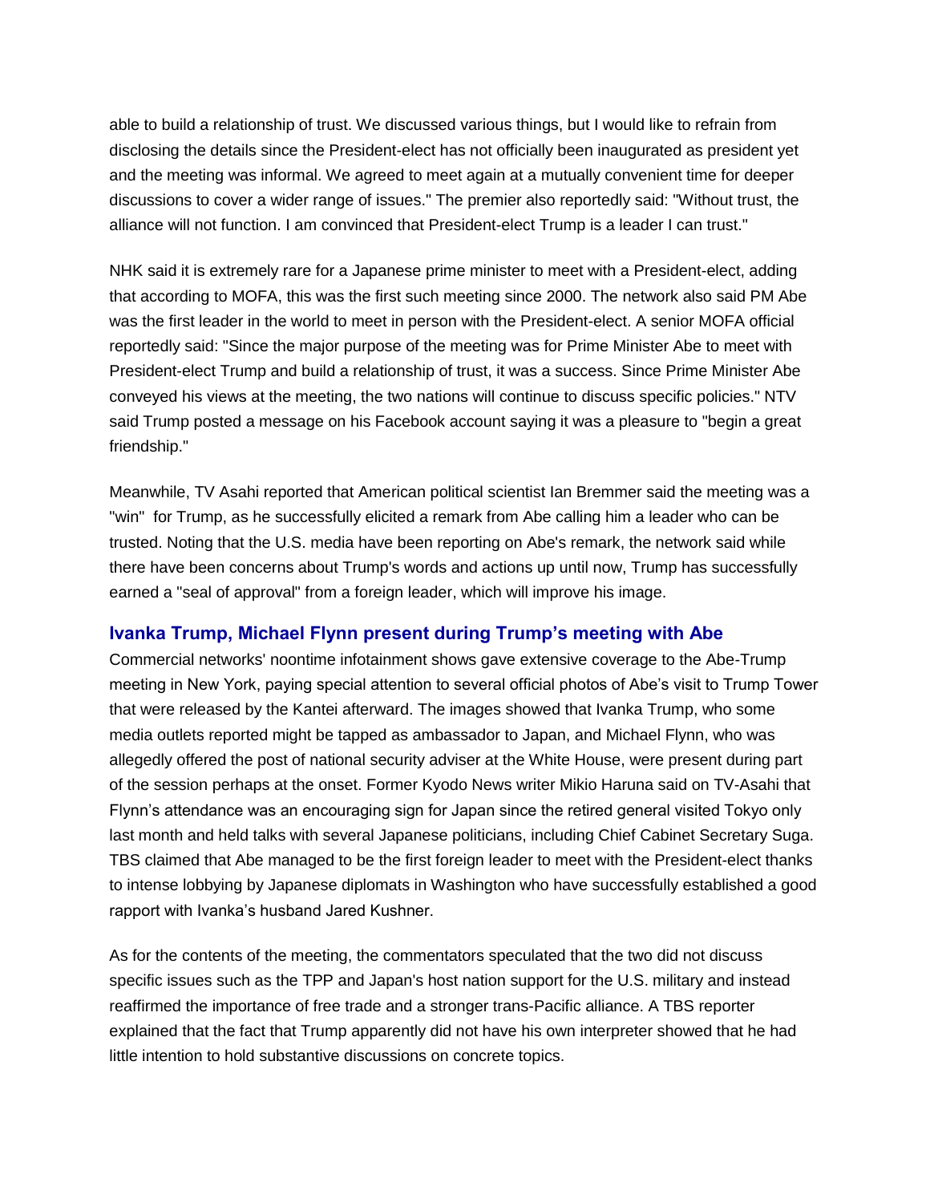able to build a relationship of trust. We discussed various things, but I would like to refrain from disclosing the details since the President-elect has not officially been inaugurated as president yet and the meeting was informal. We agreed to meet again at a mutually convenient time for deeper discussions to cover a wider range of issues." The premier also reportedly said: "Without trust, the alliance will not function. I am convinced that President-elect Trump is a leader I can trust."

NHK said it is extremely rare for a Japanese prime minister to meet with a President-elect, adding that according to MOFA, this was the first such meeting since 2000. The network also said PM Abe was the first leader in the world to meet in person with the President-elect. A senior MOFA official reportedly said: "Since the major purpose of the meeting was for Prime Minister Abe to meet with President-elect Trump and build a relationship of trust, it was a success. Since Prime Minister Abe conveyed his views at the meeting, the two nations will continue to discuss specific policies." NTV said Trump posted a message on his Facebook account saying it was a pleasure to "begin a great friendship."

Meanwhile, TV Asahi reported that American political scientist Ian Bremmer said the meeting was a "win" for Trump, as he successfully elicited a remark from Abe calling him a leader who can be trusted. Noting that the U.S. media have been reporting on Abe's remark, the network said while there have been concerns about Trump's words and actions up until now, Trump has successfully earned a "seal of approval" from a foreign leader, which will improve his image.

### Ivanka Trump, Michael Flynn present during Trump's meeting with Abe

Commercial networks' noontime infotainment shows gave extensive coverage to the Abe-Trump meeting in New York, paying special attention to several official photos of Abe's visit to Trump Tower that were released by the Kantei afterward. The images showed that Ivanka Trump, who some media outlets reported might be tapped as ambassador to Japan, and Michael Flynn, who was allegedly offered the post of national security adviser at the White House, were present during part of the session perhaps at the onset. Former Kyodo News writer Mikio Haruna said on TV-Asahi that Flynn's attendance was an encouraging sign for Japan since the retired general visited Tokyo only last month and held talks with several Japanese politicians, including Chief Cabinet Secretary Suga. TBS claimed that Abe managed to be the first foreign leader to meet with the President-elect thanks to intense lobbying by Japanese diplomats in Washington who have successfully established a good rapport with Ivanka's husband Jared Kushner.

As for the contents of the meeting, the commentators speculated that the two did not discuss specific issues such as the TPP and Japan's host nation support for the U.S. military and instead reaffirmed the importance of free trade and a stronger trans-Pacific alliance. A TBS reporter explained that the fact that Trump apparently did not have his own interpreter showed that he had little intention to hold substantive discussions on concrete topics.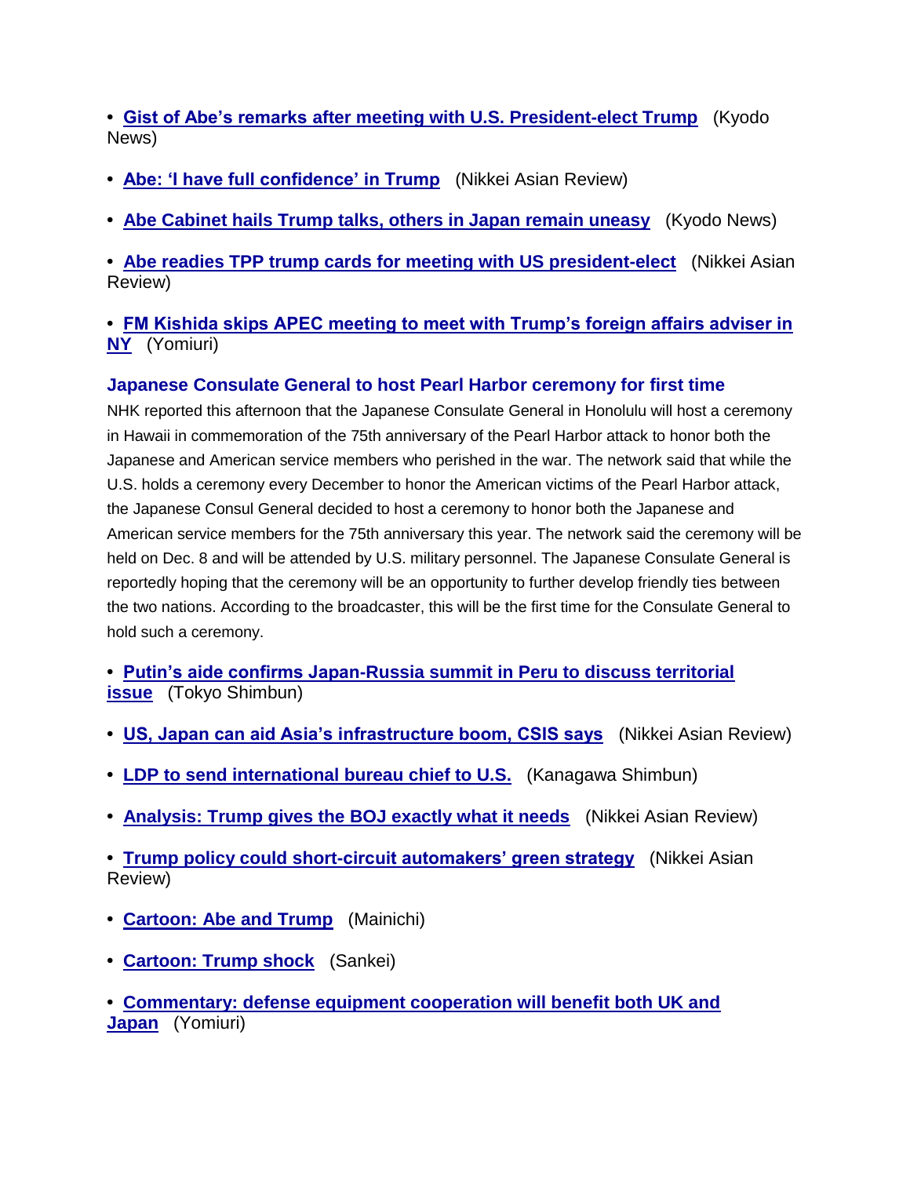- **Gist of Abe's remarks after meeting with U.S. President-elect Trump** (Kyodo News)

- **Abe: 'I have full confidence' in Trump** (Nikkei Asian Review)

- **Abe Cabinet hails Trump talks, others in Japan remain uneasy** (Kyodo News)

- **Abe readies TPP trump cards for meeting with US president-elect** (Nikkei Asian Review)

- **FM Kishida skips APEC meeting to meet with Trump's foreign affairs adviser in NY** (Yomiuri)

### Japanese Consulate General to host Pearl Harbor ceremony for first time

NHK reported this afternoon that the Japanese Consulate General in Honolulu will host a ceremony in Hawaii in commemoration of the 75th anniversary of the Pearl Harbor attack to honor both the Japanese and American service members who perished in the war. The network said that while the U.S. holds a ceremony every December to honor the American victims of the Pearl Harbor attack, the Japanese Consul General decided to host a ceremony to honor both the Japanese and American service members for the 75th anniversary this year. The network said the ceremony will be held on Dec. 8 and will be attended by U.S. military personnel. The Japanese Consulate General is reportedly hoping that the ceremony will be an opportunity to further develop friendly ties between the two nations. According to the broadcaster, this will be the first time for the Consulate General to hold such a ceremony.

- **Putin's aide confirms Japan-Russia summit in Peru to discuss territorial issue** (Tokyo Shimbun)

- **US, Japan can aid Asia's infrastructure boom, CSIS says** (Nikkei Asian Review)

- **LDP to send international bureau chief to U.S.** (Kanagawa Shimbun)

- **Analysis: Trump gives the BOJ exactly what it needs** (Nikkei Asian Review)

- **Trump policy could short-circuit automakers' green strategy** (Nikkei Asian Review)

- **Cartoon: Abe and Trump** (Mainichi)

- **Cartoon: Trump shock** (Sankei)

- **Commentary: defense equipment cooperation will benefit both UK and Japan** (Yomiuri)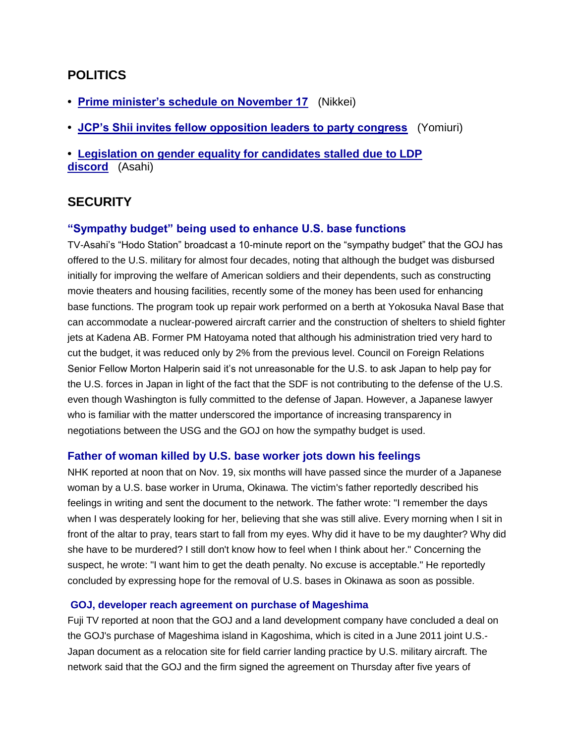## POLITICS

- **Prime minister's schedule on November 17** (Nikkei)
- **JCP's Shii invites fellow opposition leaders to party congress** (Yomiuri)
- **Legislation on gender equality for candidates stalled due to LDP discord** (Asahi)

## SECURITY

### "Sympathy budget" being used to enhance U.S. base functions

TV-Asahi's "Hodo Station" broadcast a 10-minute report on the "sympathy budget" that the GOJ has offered to the U.S. military for almost four decades, noting that although the budget was disbursed initially for improving the welfare of American soldiers and their dependents, such as constructing movie theaters and housing facilities, recently some of the money has been used for enhancing base functions. The program took up repair work performed on a berth at Yokosuka Naval Base that can accommodate a nuclear-powered aircraft carrier and the construction of shelters to shield fighter jets at Kadena AB. Former PM Hatoyama noted that although his administration tried very hard to cut the budget, it was reduced only by 2% from the previous level. Council on Foreign Relations Senior Fellow Morton Halperin said it's not unreasonable for the U.S. to ask Japan to help pay for the U.S. forces in Japan in light of the fact that the SDF is not contributing to the defense of the U.S. even though Washington is fully committed to the defense of Japan. However, a Japanese lawyer who is familiar with the matter underscored the importance of increasing transparency in negotiations between the USG and the GOJ on how the sympathy budget is used.

### Father of woman killed by U.S. base worker jots down his feelings

NHK reported at noon that on Nov. 19, six months will have passed since the murder of a Japanese woman by a U.S. base worker in Uruma, Okinawa. The victim's father reportedly described his feelings in writing and sent the document to the network. The father wrote: "I remember the days when I was desperately looking for her, believing that she was still alive. Every morning when I sit in front of the altar to pray, tears start to fall from my eyes. Why did it have to be my daughter? Why did she have to be murdered? I still don't know how to feel when I think about her." Concerning the suspect, he wrote: "I want him to get the death penalty. No excuse is acceptable." He reportedly concluded by expressing hope for the removal of U.S. bases in Okinawa as soon as possible.

### GOJ, developer reach agreement on purchase of Mageshima

Fuji TV reported at noon that the GOJ and a land development company have concluded a deal on the GOJ's purchase of Mageshima island in Kagoshima, which is cited in a June 2011 joint U.S.-Japan document as a relocation site for field carrier landing practice by U.S. military aircraft. The network said that the GOJ and the firm signed the agreement on Thursday after five years of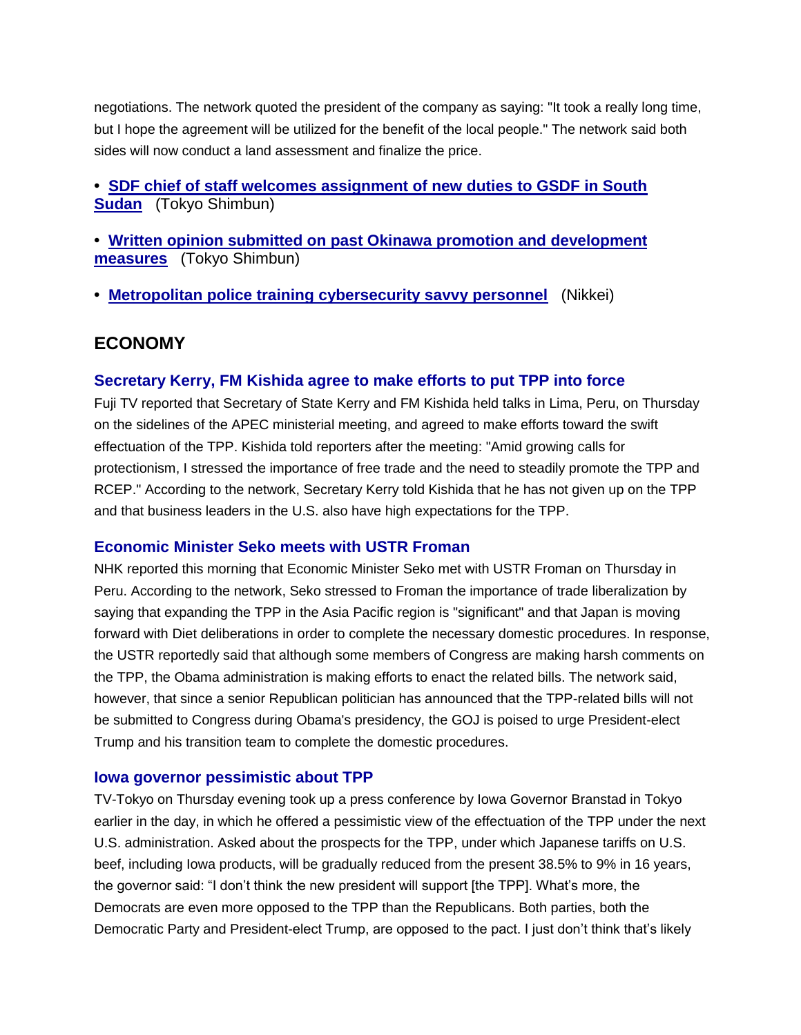negotiations. The network quoted the president of the company as saying: "It took a really long time, but I hope the agreement will be utilized for the benefit of the local people." The network said both sides will now conduct a land assessment and finalize the price.

- **SDF chief of staff welcomes assignment of new duties to GSDF in South Sudan** (Tokyo Shimbun)
- **Written opinion submitted on past Okinawa promotion and development measures** (Tokyo Shimbun)
- **Metropolitan police training cybersecurity savvy personnel** (Nikkei)

## ECONOMY

### Secretary Kerry, FM Kishida agree to make efforts to put TPP into force

Fuji TV reported that Secretary of State Kerry and FM Kishida held talks in Lima, Peru, on Thursday on the sidelines of the APEC ministerial meeting, and agreed to make efforts toward the swift effectuation of the TPP. Kishida told reporters after the meeting: "Amid growing calls for protectionism, I stressed the importance of free trade and the need to steadily promote the TPP and RCEP." According to the network, Secretary Kerry told Kishida that he has not given up on the TPP and that business leaders in the U.S. also have high expectations for the TPP.

### Economic Minister Seko meets with USTR Froman

NHK reported this morning that Economic Minister Seko met with USTR Froman on Thursday in Peru. According to the network, Seko stressed to Froman the importance of trade liberalization by saying that expanding the TPP in the Asia Pacific region is "significant" and that Japan is moving forward with Diet deliberations in order to complete the necessary domestic procedures. In response, the USTR reportedly said that although some members of Congress are making harsh comments on the TPP, the Obama administration is making efforts to enact the related bills. The network said, however, that since a senior Republican politician has announced that the TPP-related bills will not be submitted to Congress during Obama's presidency, the GOJ is poised to urge President-elect Trump and his transition team to complete the domestic procedures.

### Iowa governor pessimistic about TPP

TV-Tokyo on Thursday evening took up a press conference by Iowa Governor Branstad in Tokyo earlier in the day, in which he offered a pessimistic view of the effectuation of the TPP under the next U.S. administration. Asked about the prospects for the TPP, under which Japanese tariffs on U.S. beef, including Iowa products, will be gradually reduced from the present 38.5% to 9% in 16 years, the governor said: "I don't think the new president will support [the TPP]. What's more, the Democrats are even more opposed to the TPP than the Republicans. Both parties, both the Democratic Party and President-elect Trump, are opposed to the pact. I just don't think that's likely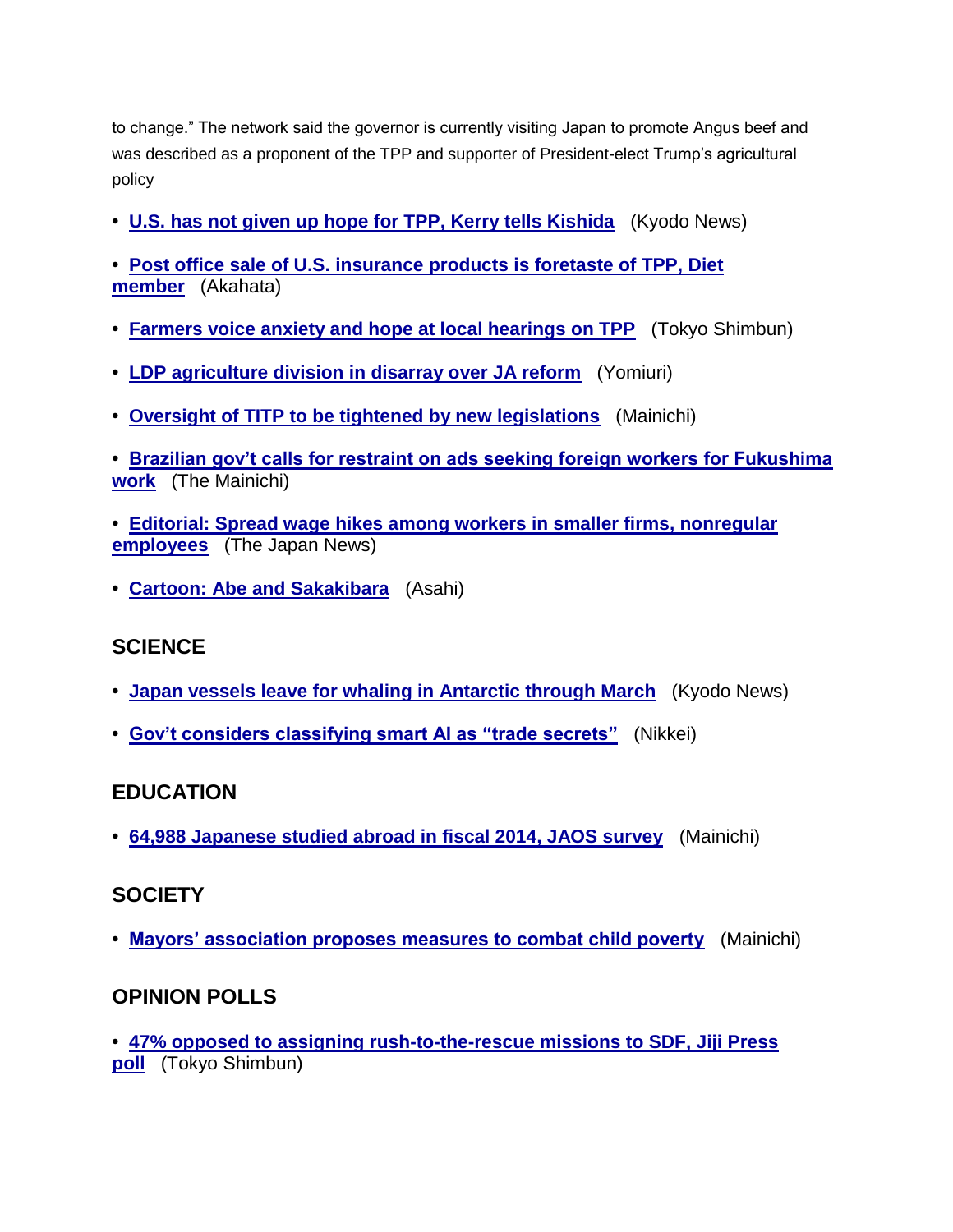to change." The network said the governor is currently visiting Japan to promote Angus beef and was described as a proponent of the TPP and supporter of President-elect Trump's agricultural policy

- **U.S. has not given up hope for TPP, Kerry tells Kishida** (Kyodo News)
- **Post office sale of U.S. insurance products is foretaste of TPP, Diet member** (Akahata)
- **Farmers voice anxiety and hope at local hearings on TPP** (Tokyo Shimbun)
- **LDP agriculture division in disarray over JA reform** (Yomiuri)
- **Oversight of TITP to be tightened by new legislations** (Mainichi)
- **Brazilian gov't calls for restraint on ads seeking foreign workers for Fukushima work** (The Mainichi)
- **Editorial: Spread wage hikes among workers in smaller firms, nonregular employees** (The Japan News)
- **Cartoon: Abe and Sakakibara** (Asahi)

## SCIENCE

- **Japan vessels leave for whaling in Antarctic through March** (Kyodo News)
- **Gov't considers classifying smart AI as "trade secrets"** (Nikkei)

## EDUCATION

- **64,988 Japanese studied abroad in fiscal 2014, JAOS survey** (Mainichi)

## SOCIETY

- **Mayors' association proposes measures to combat child poverty** (Mainichi)

## OPINION POLLS

- **47% opposed to assigning rush-to-the-rescue missions to SDF, Jiji Press poll** (Tokyo Shimbun)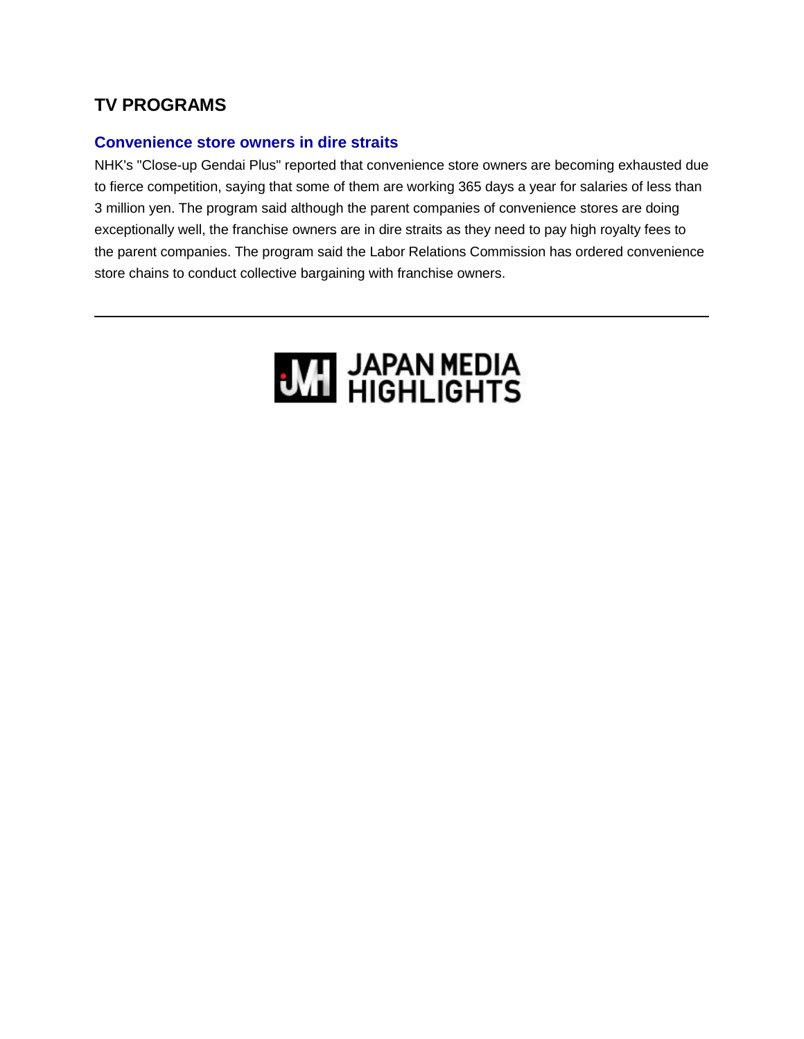## TV PROGRAMS

### Convenience store owners in dire straits

NHK's "Close-up Gendai Plus" reported that convenience store owners are becoming exhausted due to fierce competition, saying that some of them are working 365 days a year for salaries of less than 3 million yen. The program said although the parent companies of convenience stores are doing exceptionally well, the franchise owners are in dire straits as they need to pay high royalty fees to the parent companies. The program said the Labor Relations Commission has ordered convenience store chains to conduct collective bargaining with franchise owners.

---

JAPAN MEDIA HIGHLIGHTS